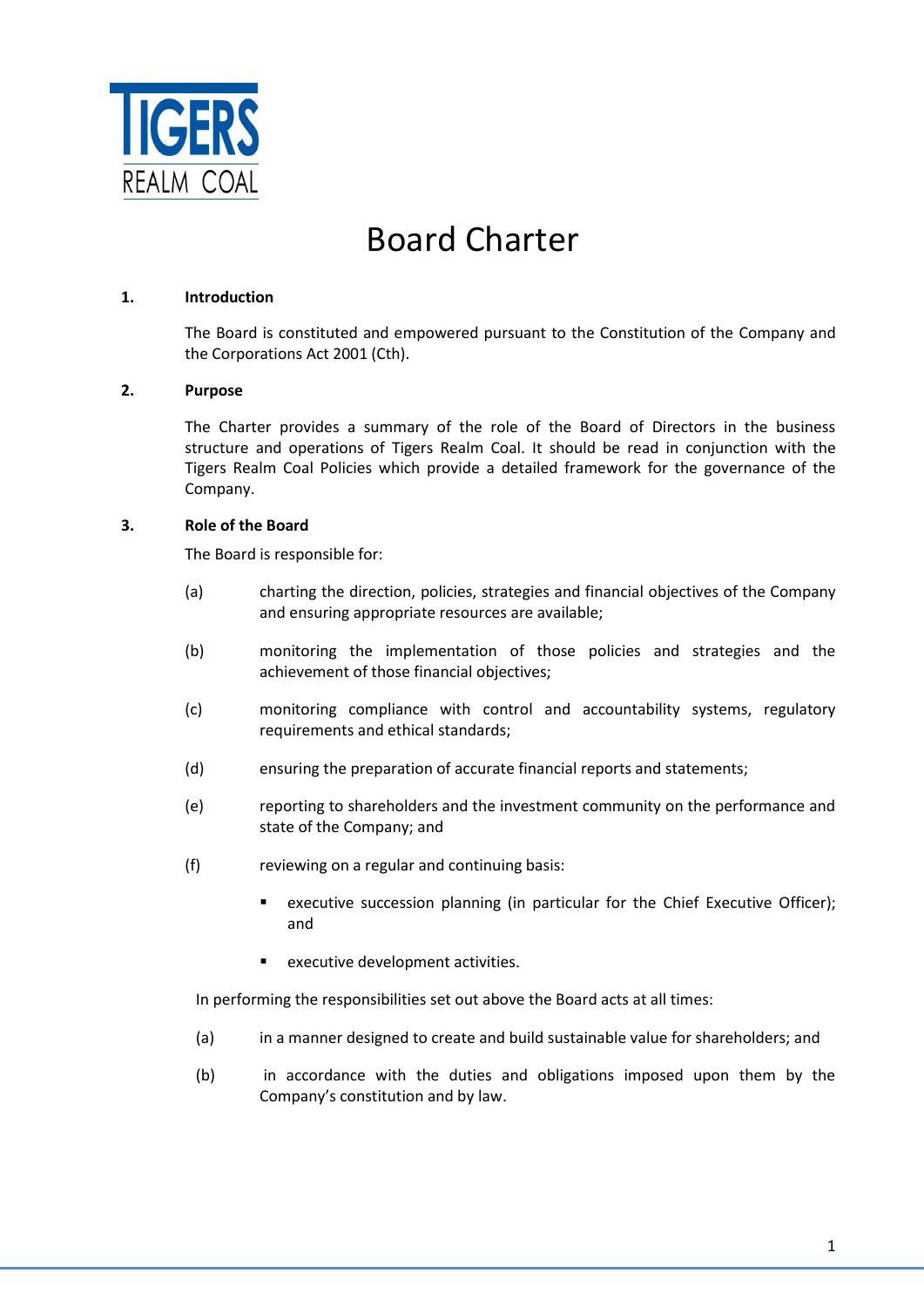TIGERS REALM COAL

# Board Charter

## 1. Introduction

The Board is constituted and empowered pursuant to the Constitution of the Company and the Corporations Act 2001 (Cth).

## 2. Purpose

The Charter provides a summary of the role of the Board of Directors in the business structure and operations of Tigers Realm Coal. It should be read in conjunction with the Tigers Realm Coal Policies which provide a detailed framework for the governance of the Company.

## 3. Role of the Board

The Board is responsible for:

(a) charting the direction, policies, strategies and financial objectives of the Company and ensuring appropriate resources are available;

(b) monitoring the implementation of those policies and strategies and the achievement of those financial objectives;

(c) monitoring compliance with control and accountability systems, regulatory requirements and ethical standards;

(d) ensuring the preparation of accurate financial reports and statements;

(e) reporting to shareholders and the investment community on the performance and state of the Company; and

(f) reviewing on a regular and continuing basis:

- executive succession planning (in particular for the Chief Executive Officer); and
- executive development activities.

In performing the responsibilities set out above the Board acts at all times:

(a) in a manner designed to create and build sustainable value for shareholders; and

(b) in accordance with the duties and obligations imposed upon them by the Company's constitution and by law.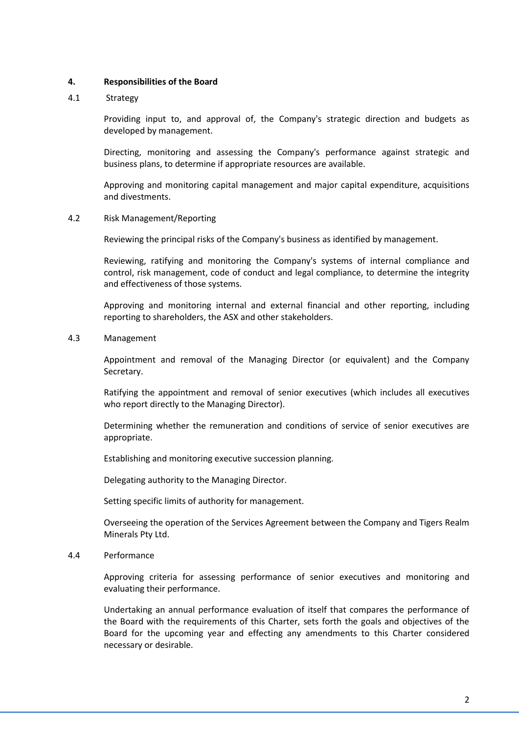## 4. Responsibilities of the Board

### 4.1 Strategy

Providing input to, and approval of, the Company's strategic direction and budgets as developed by management.

Directing, monitoring and assessing the Company's performance against strategic and business plans, to determine if appropriate resources are available.

Approving and monitoring capital management and major capital expenditure, acquisitions and divestments.

### 4.2 Risk Management/Reporting

Reviewing the principal risks of the Company's business as identified by management.

Reviewing, ratifying and monitoring the Company's systems of internal compliance and control, risk management, code of conduct and legal compliance, to determine the integrity and effectiveness of those systems.

Approving and monitoring internal and external financial and other reporting, including reporting to shareholders, the ASX and other stakeholders.

### 4.3 Management

Appointment and removal of the Managing Director (or equivalent) and the Company Secretary.

Ratifying the appointment and removal of senior executives (which includes all executives who report directly to the Managing Director).

Determining whether the remuneration and conditions of service of senior executives are appropriate.

Establishing and monitoring executive succession planning.

Delegating authority to the Managing Director.

Setting specific limits of authority for management.

Overseeing the operation of the Services Agreement between the Company and Tigers Realm Minerals Pty Ltd.

### 4.4 Performance

Approving criteria for assessing performance of senior executives and monitoring and evaluating their performance.

Undertaking an annual performance evaluation of itself that compares the performance of the Board with the requirements of this Charter, sets forth the goals and objectives of the Board for the upcoming year and effecting any amendments to this Charter considered necessary or desirable.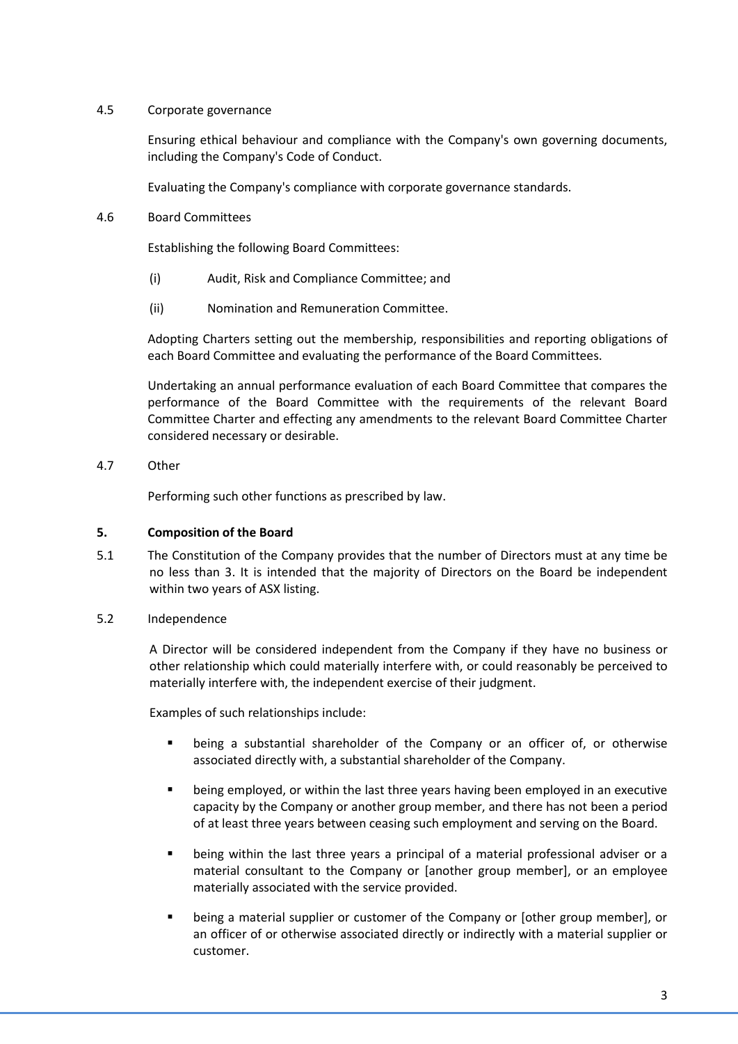4.5 Corporate governance

Ensuring ethical behaviour and compliance with the Company's own governing documents, including the Company's Code of Conduct.

Evaluating the Company's compliance with corporate governance standards.

4.6 Board Committees

Establishing the following Board Committees:

(i) Audit, Risk and Compliance Committee; and

(ii) Nomination and Remuneration Committee.

Adopting Charters setting out the membership, responsibilities and reporting obligations of each Board Committee and evaluating the performance of the Board Committees.

Undertaking an annual performance evaluation of each Board Committee that compares the performance of the Board Committee with the requirements of the relevant Board Committee Charter and effecting any amendments to the relevant Board Committee Charter considered necessary or desirable.

4.7 Other

Performing such other functions as prescribed by law.

**5. Composition of the Board**

5.1 The Constitution of the Company provides that the number of Directors must at any time be no less than 3. It is intended that the majority of Directors on the Board be independent within two years of ASX listing.

5.2 Independence

A Director will be considered independent from the Company if they have no business or other relationship which could materially interfere with, or could reasonably be perceived to materially interfere with, the independent exercise of their judgment.

Examples of such relationships include:

- being a substantial shareholder of the Company or an officer of, or otherwise associated directly with, a substantial shareholder of the Company.
- being employed, or within the last three years having been employed in an executive capacity by the Company or another group member, and there has not been a period of at least three years between ceasing such employment and serving on the Board.
- being within the last three years a principal of a material professional adviser or a material consultant to the Company or [another group member], or an employee materially associated with the service provided.
- being a material supplier or customer of the Company or [other group member], or an officer of or otherwise associated directly or indirectly with a material supplier or customer.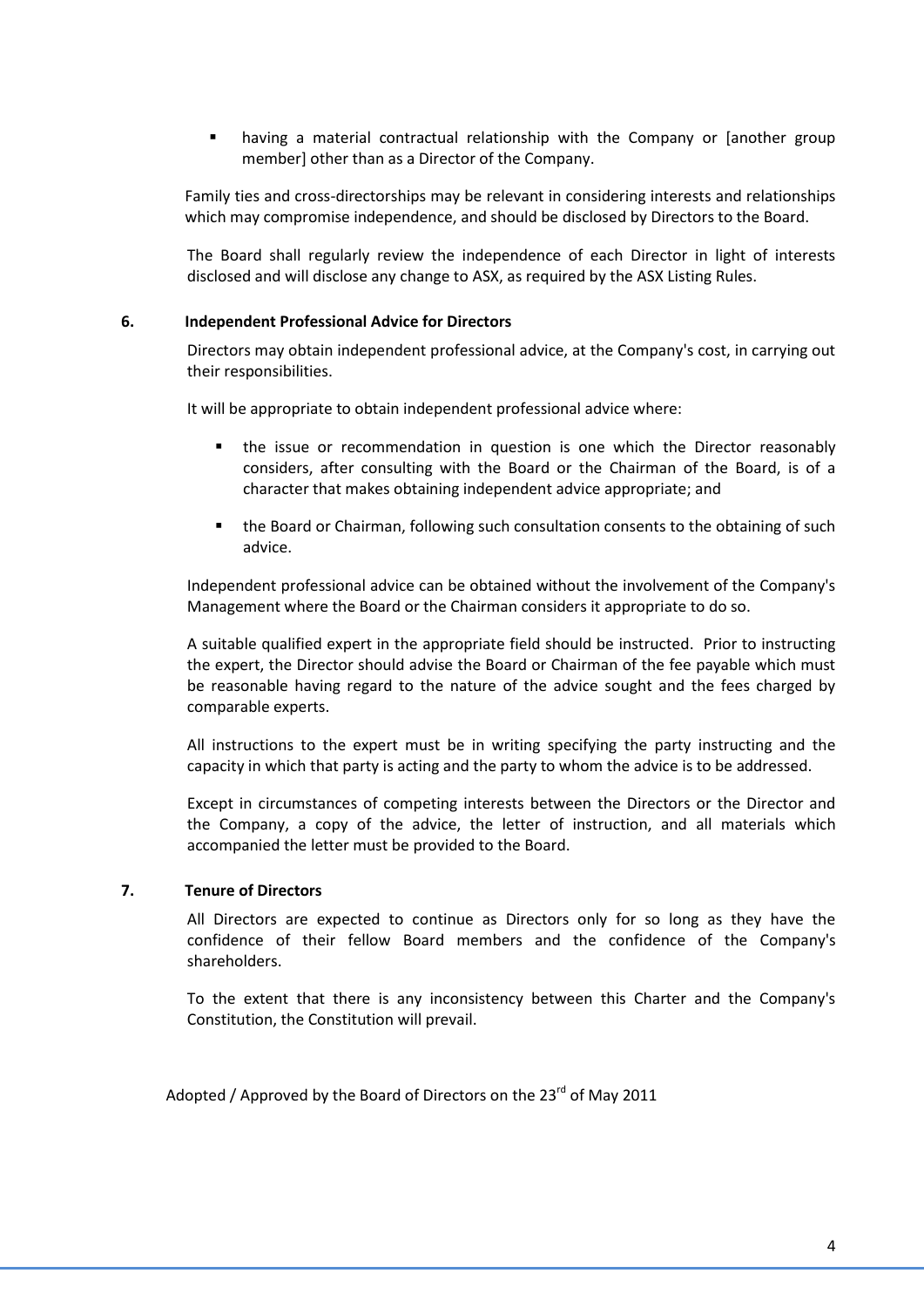- having a material contractual relationship with the Company or [another group member] other than as a Director of the Company.

Family ties and cross-directorships may be relevant in considering interests and relationships which may compromise independence, and should be disclosed by Directors to the Board.

The Board shall regularly review the independence of each Director in light of interests disclosed and will disclose any change to ASX, as required by the ASX Listing Rules.

## 6. Independent Professional Advice for Directors

Directors may obtain independent professional advice, at the Company's cost, in carrying out their responsibilities.

It will be appropriate to obtain independent professional advice where:

- the issue or recommendation in question is one which the Director reasonably considers, after consulting with the Board or the Chairman of the Board, is of a character that makes obtaining independent advice appropriate; and
- the Board or Chairman, following such consultation consents to the obtaining of such advice.

Independent professional advice can be obtained without the involvement of the Company's Management where the Board or the Chairman considers it appropriate to do so.

A suitable qualified expert in the appropriate field should be instructed. Prior to instructing the expert, the Director should advise the Board or Chairman of the fee payable which must be reasonable having regard to the nature of the advice sought and the fees charged by comparable experts.

All instructions to the expert must be in writing specifying the party instructing and the capacity in which that party is acting and the party to whom the advice is to be addressed.

Except in circumstances of competing interests between the Directors or the Director and the Company, a copy of the advice, the letter of instruction, and all materials which accompanied the letter must be provided to the Board.

## 7. Tenure of Directors

All Directors are expected to continue as Directors only for so long as they have the confidence of their fellow Board members and the confidence of the Company's shareholders.

To the extent that there is any inconsistency between this Charter and the Company's Constitution, the Constitution will prevail.

Adopted / Approved by the Board of Directors on the 23rd of May 2011